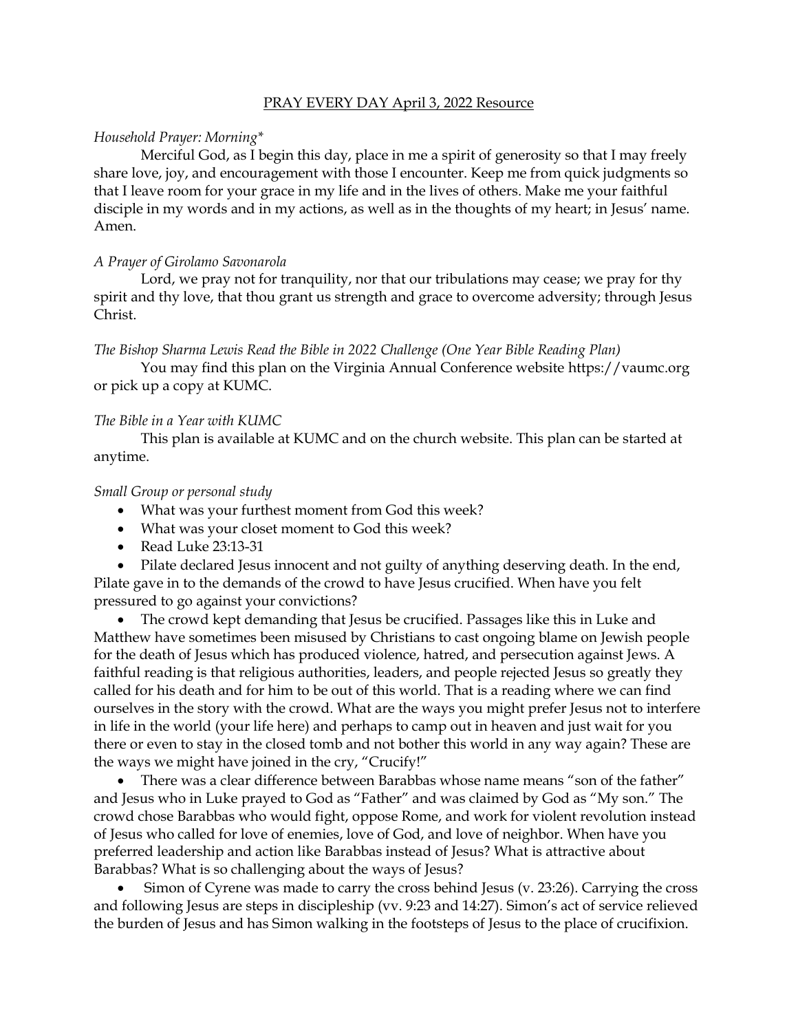PRAY EVERY DAY April 3, 2022 Resource

*Household Prayer: Morning**

Merciful God, as I begin this day, place in me a spirit of generosity so that I may freely share love, joy, and encouragement with those I encounter. Keep me from quick judgments so that I leave room for your grace in my life and in the lives of others. Make me your faithful disciple in my words and in my actions, as well as in the thoughts of my heart; in Jesus' name. Amen.

*A Prayer of Girolamo Savonarola*

Lord, we pray not for tranquility, nor that our tribulations may cease; we pray for thy spirit and thy love, that thou grant us strength and grace to overcome adversity; through Jesus Christ.

*The Bishop Sharma Lewis Read the Bible in 2022 Challenge (One Year Bible Reading Plan)*

You may find this plan on the Virginia Annual Conference website https://vaumc.org or pick up a copy at KUMC.

*The Bible in a Year with KUMC*

This plan is available at KUMC and on the church website. This plan can be started at anytime.

*Small Group or personal study*

- What was your furthest moment from God this week?
- What was your closet moment to God this week?
- Read Luke 23:13-31
- Pilate declared Jesus innocent and not guilty of anything deserving death. In the end, Pilate gave in to the demands of the crowd to have Jesus crucified. When have you felt pressured to go against your convictions?
- The crowd kept demanding that Jesus be crucified. Passages like this in Luke and Matthew have sometimes been misused by Christians to cast ongoing blame on Jewish people for the death of Jesus which has produced violence, hatred, and persecution against Jews. A faithful reading is that religious authorities, leaders, and people rejected Jesus so greatly they called for his death and for him to be out of this world. That is a reading where we can find ourselves in the story with the crowd. What are the ways you might prefer Jesus not to interfere in life in the world (your life here) and perhaps to camp out in heaven and just wait for you there or even to stay in the closed tomb and not bother this world in any way again? These are the ways we might have joined in the cry, "Crucify!"
- There was a clear difference between Barabbas whose name means "son of the father" and Jesus who in Luke prayed to God as "Father" and was claimed by God as "My son." The crowd chose Barabbas who would fight, oppose Rome, and work for violent revolution instead of Jesus who called for love of enemies, love of God, and love of neighbor. When have you preferred leadership and action like Barabbas instead of Jesus? What is attractive about Barabbas? What is so challenging about the ways of Jesus?
- Simon of Cyrene was made to carry the cross behind Jesus (v. 23:26). Carrying the cross and following Jesus are steps in discipleship (vv. 9:23 and 14:27). Simon's act of service relieved the burden of Jesus and has Simon walking in the footsteps of Jesus to the place of crucifixion.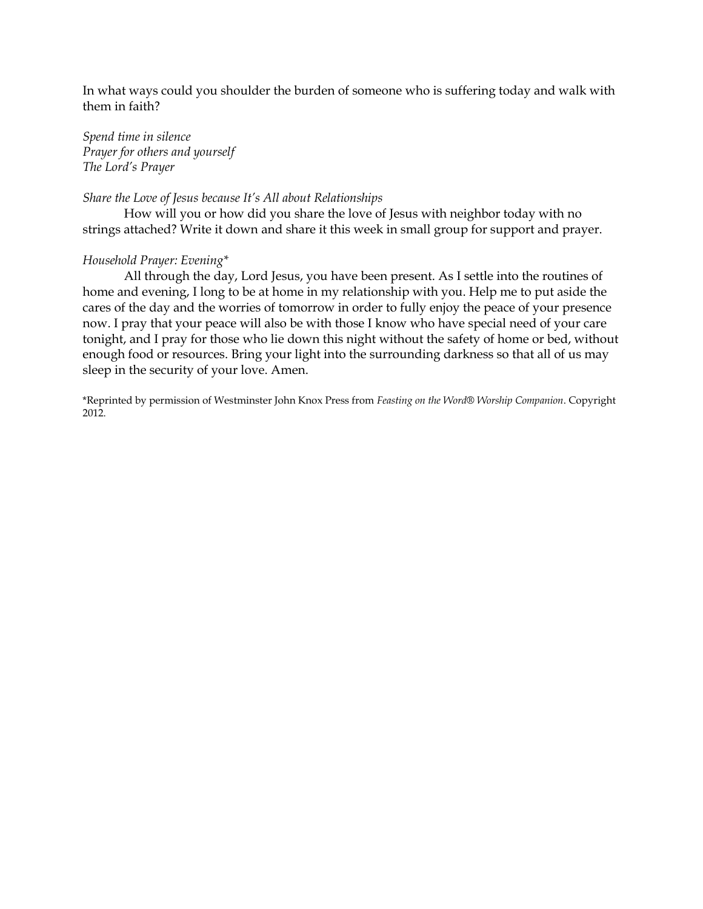In what ways could you shoulder the burden of someone who is suffering today and walk with them in faith?

*Spend time in silence*
*Prayer for others and yourself*
*The Lord's Prayer*

*Share the Love of Jesus because It's All about Relationships*

How will you or how did you share the love of Jesus with neighbor today with no strings attached? Write it down and share it this week in small group for support and prayer.

*Household Prayer: Evening**

All through the day, Lord Jesus, you have been present. As I settle into the routines of home and evening, I long to be at home in my relationship with you. Help me to put aside the cares of the day and the worries of tomorrow in order to fully enjoy the peace of your presence now. I pray that your peace will also be with those I know who have special need of your care tonight, and I pray for those who lie down this night without the safety of home or bed, without enough food or resources. Bring your light into the surrounding darkness so that all of us may sleep in the security of your love. Amen.

*Reprinted by permission of Westminster John Knox Press from *Feasting on the Word® Worship Companion*. Copyright 2012.